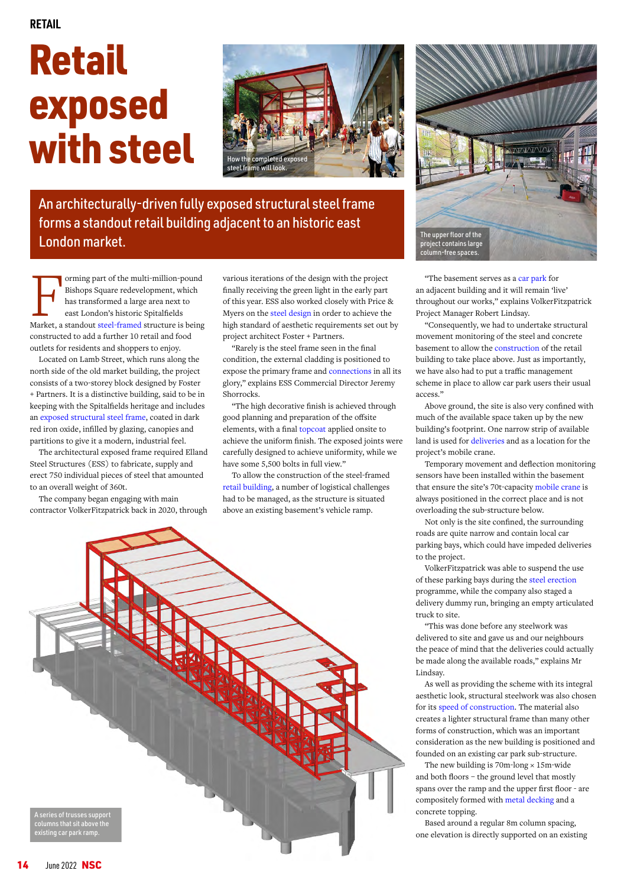RETAIL

# Retail exposed with steel

How the completed exposed steel frame will look.

The upper floor of the project contains large column-free spaces.

## An architecturally-driven fully exposed structural steel frame forms a standout retail building adjacent to an historic east London market.

Forming part of the multi-million-pound Bishops Square redevelopment, which has transformed a large area next to east London's historic Spitalfields Market, a standout steel-framed structure is being constructed to add a further 10 retail and food outlets for residents and shoppers to enjoy.

Located on Lamb Street, which runs along the north side of the old market building, the project consists of a two-storey block designed by Foster + Partners. It is a distinctive building, said to be in keeping with the Spitalfields heritage and includes an exposed structural steel frame, coated in dark red iron oxide, infilled by glazing, canopies and partitions to give it a modern, industrial feel.

The architectural exposed frame required Elland Steel Structures (ESS) to fabricate, supply and erect 750 individual pieces of steel that amounted to an overall weight of 360t.

The company began engaging with main contractor VolkerFitzpatrick back in 2020, through various iterations of the design with the project finally receiving the green light in the early part of this year. ESS also worked closely with Price & Myers on the steel design in order to achieve the high standard of aesthetic requirements set out by project architect Foster + Partners.

"Rarely is the steel frame seen in the final condition, the external cladding is positioned to expose the primary frame and connections in all its glory," explains ESS Commercial Director Jeremy Shorrocks.

"The high decorative finish is achieved through good planning and preparation of the offsite elements, with a final topcoat applied onsite to achieve the uniform finish. The exposed joints were carefully designed to achieve uniformity, while we have some 5,500 bolts in full view."

To allow the construction of the steel-framed retail building, a number of logistical challenges had to be managed, as the structure is situated above an existing basement's vehicle ramp.

A series of trusses support columns that sit above the existing car park ramp.

"The basement serves as a car park for an adjacent building and it will remain 'live' throughout our works," explains VolkerFitzpatrick Project Manager Robert Lindsay.

"Consequently, we had to undertake structural movement monitoring of the steel and concrete basement to allow the construction of the retail building to take place above. Just as importantly, we have also had to put a traffic management scheme in place to allow car park users their usual access."

Above ground, the site is also very confined with much of the available space taken up by the new building's footprint. One narrow strip of available land is used for deliveries and as a location for the project's mobile crane.

Temporary movement and deflection monitoring sensors have been installed within the basement that ensure the site's 70t-capacity mobile crane is always positioned in the correct place and is not overloading the sub-structure below.

Not only is the site confined, the surrounding roads are quite narrow and contain local car parking bays, which could have impeded deliveries to the project.

VolkerFitzpatrick was able to suspend the use of these parking bays during the steel erection programme, while the company also staged a delivery dummy run, bringing an empty articulated truck to site.

"This was done before any steelwork was delivered to site and gave us and our neighbours the peace of mind that the deliveries could actually be made along the available roads," explains Mr Lindsay.

As well as providing the scheme with its integral aesthetic look, structural steelwork was also chosen for its speed of construction. The material also creates a lighter structural frame than many other forms of construction, which was an important consideration as the new building is positioned and founded on an existing car park sub-structure.

The new building is 70m-long × 15m-wide and both floors – the ground level that mostly spans over the ramp and the upper first floor - are compositely formed with metal decking and a concrete topping.

Based around a regular 8m column spacing, one elevation is directly supported on an existing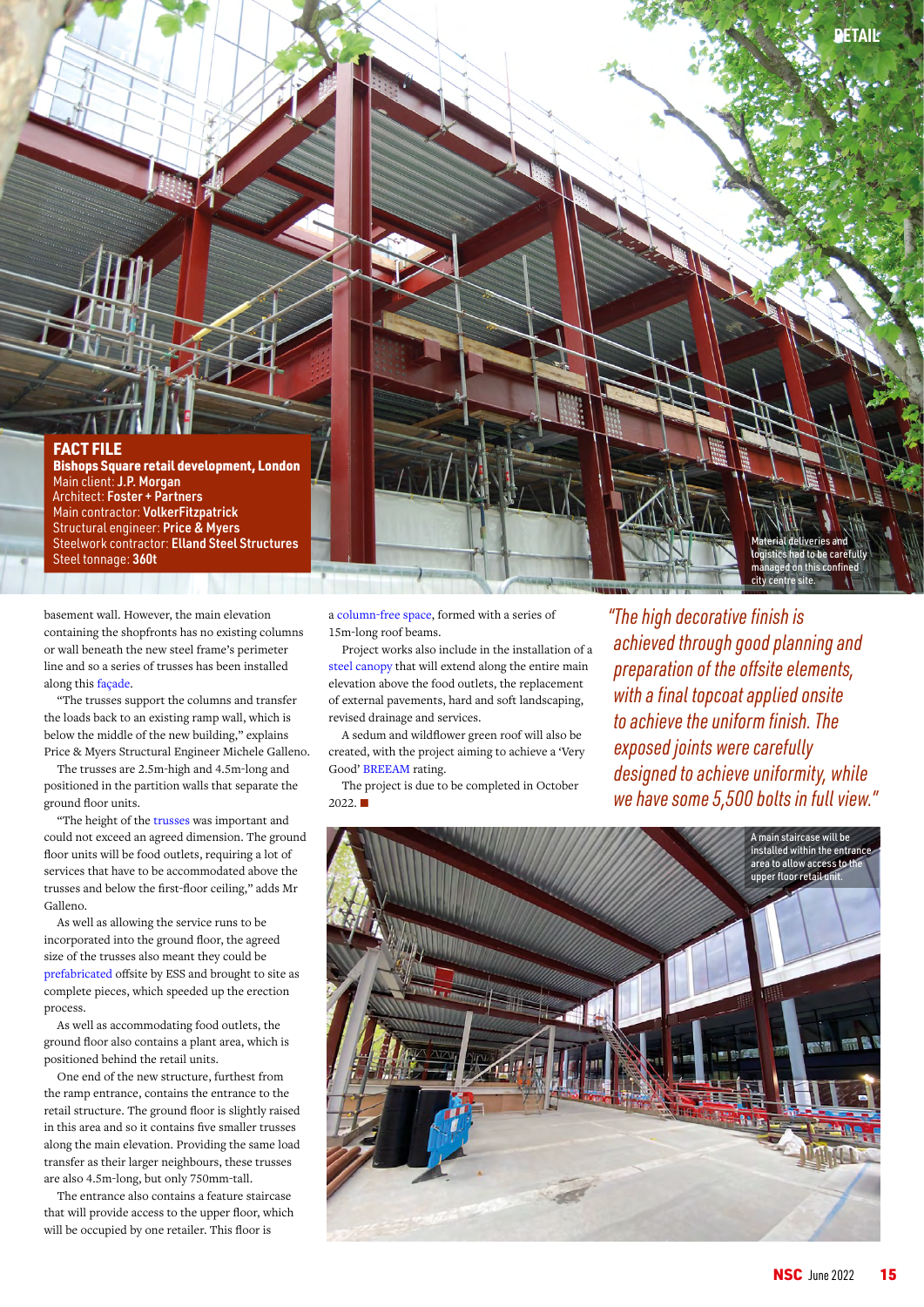**FACT FILE**
**Bishops Square retail development, London**
Main client: **J.P. Morgan**
Architect: **Foster + Partners**
Main contractor: **VolkerFitzpatrick**
Structural engineer: **Price & Myers**
Steelwork contractor: **Elland Steel Structures**
Steel tonnage: **360t**

Material deliveries and logistics had to be carefully managed on this confined city centre site.

basement wall. However, the main elevation containing the shopfronts has no existing columns or wall beneath the new steel frame's perimeter line and so a series of trusses has been installed along this façade.

"The trusses support the columns and transfer the loads back to an existing ramp wall, which is below the middle of the new building," explains Price & Myers Structural Engineer Michele Galleno.

The trusses are 2.5m-high and 4.5m-long and positioned in the partition walls that separate the ground floor units.

"The height of the trusses was important and could not exceed an agreed dimension. The ground floor units will be food outlets, requiring a lot of services that have to be accommodated above the trusses and below the first-floor ceiling," adds Mr Galleno.

As well as allowing the service runs to be incorporated into the ground floor, the agreed size of the trusses also meant they could be prefabricated offsite by ESS and brought to site as complete pieces, which speeded up the erection process.

As well as accommodating food outlets, the ground floor also contains a plant area, which is positioned behind the retail units.

One end of the new structure, furthest from the ramp entrance, contains the entrance to the retail structure. The ground floor is slightly raised in this area and so it contains five smaller trusses along the main elevation. Providing the same load transfer as their larger neighbours, these trusses are also 4.5m-long, but only 750mm-tall.

The entrance also contains a feature staircase that will provide access to the upper floor, which will be occupied by one retailer. This floor is a column-free space, formed with a series of 15m-long roof beams.

Project works also include the installation of a steel canopy that will extend along the entire main elevation above the food outlets, the replacement of external pavements, hard and soft landscaping, revised drainage and services.

A sedum and wildflower green roof will also be created, with the project aiming to achieve a 'Very Good' BREEAM rating.

The project is due to be completed in October 2022. ■

*"The high decorative finish is achieved through good planning and preparation of the offsite elements, with a final topcoat applied onsite to achieve the uniform finish. The exposed joints were carefully designed to achieve uniformity, while we have some 5,500 bolts in full view."*

A main staircase will be installed within the entrance area to allow access to the upper floor retail unit.